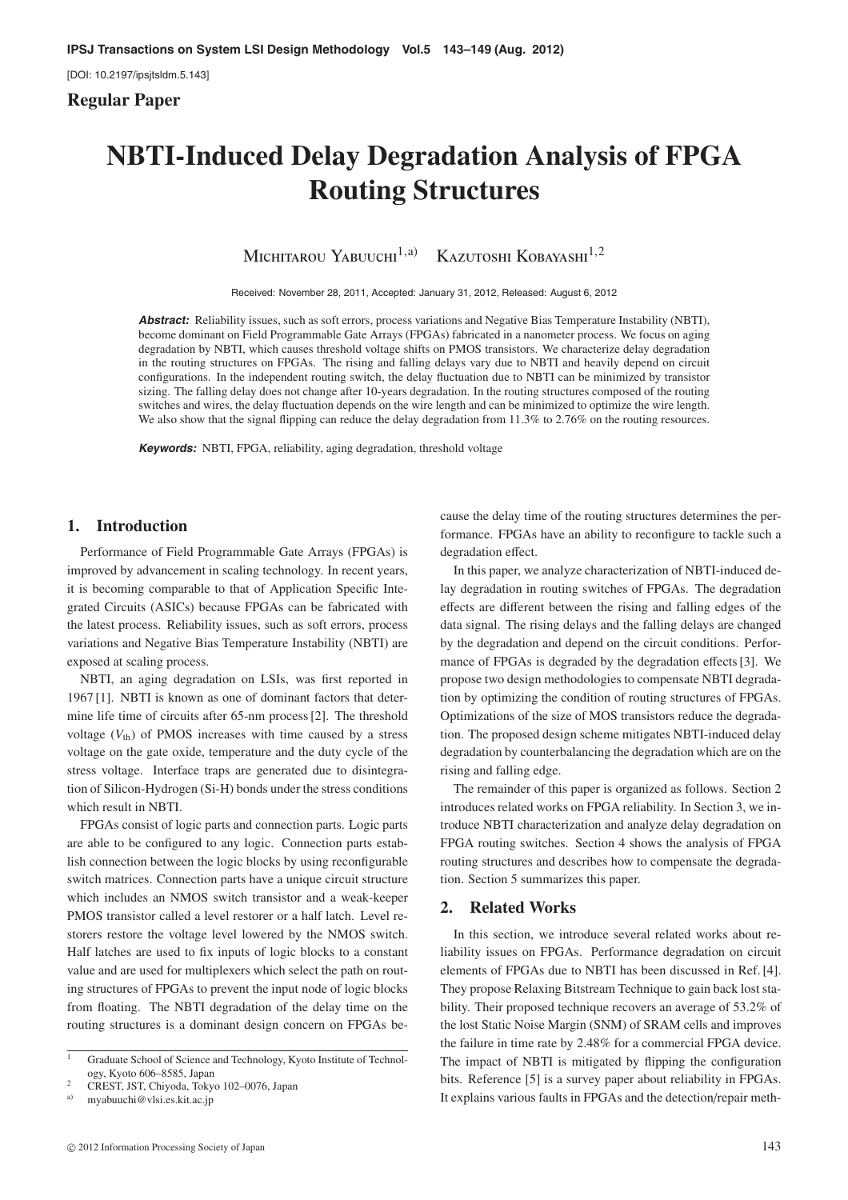[DOI: 10.2197/ipsjtsldm.5.143]

**Regular Paper**

# NBTI-Induced Delay Degradation Analysis of FPGA Routing Structures

Michitarou Yabuuchi[1,a)]    Kazutoshi Kobayashi[1,2]

Received: November 28, 2011, Accepted: January 31, 2012, Released: August 6, 2012

***Abstract:*** Reliability issues, such as soft errors, process variations and Negative Bias Temperature Instability (NBTI), become dominant on Field Programmable Gate Arrays (FPGAs) fabricated in a nanometer process. We focus on aging degradation by NBTI, which causes threshold voltage shifts on PMOS transistors. We characterize delay degradation in the routing structures on FPGAs. The rising and falling delays vary due to NBTI and heavily depend on circuit configurations. In the independent routing switch, the delay fluctuation due to NBTI can be minimized by transistor sizing. The falling delay does not change after 10-years degradation. In the routing structures composed of the routing switches and wires, the delay fluctuation depends on the wire length and can be minimized to optimize the wire length. We also show that the signal flipping can reduce the delay degradation from 11.3% to 2.76% on the routing resources.

***Keywords:*** NBTI, FPGA, reliability, aging degradation, threshold voltage

## 1. Introduction

Performance of Field Programmable Gate Arrays (FPGAs) is improved by advancement in scaling technology. In recent years, it is becoming comparable to that of Application Specific Integrated Circuits (ASICs) because FPGAs can be fabricated with the latest process. Reliability issues, such as soft errors, process variations and Negative Bias Temperature Instability (NBTI) are exposed at scaling process.

NBTI, an aging degradation on LSIs, was first reported in 1967 [1]. NBTI is known as one of dominant factors that determine life time of circuits after 65-nm process [2]. The threshold voltage ($V_{\mathrm{th}}$) of PMOS increases with time caused by a stress voltage on the gate oxide, temperature and the duty cycle of the stress voltage. Interface traps are generated due to disintegration of Silicon-Hydrogen (Si-H) bonds under the stress conditions which result in NBTI.

FPGAs consist of logic parts and connection parts. Logic parts are able to be configured to any logic. Connection parts establish connection between the logic blocks by using reconfigurable switch matrices. Connection parts have a unique circuit structure which includes an NMOS switch transistor and a weak-keeper PMOS transistor called a level restorer or a half latch. Level restorers restore the voltage level lowered by the NMOS switch. Half latches are used to fix inputs of logic blocks to a constant value and are used for multiplexers which select the path on routing structures of FPGAs to prevent the input node of logic blocks from floating. The NBTI degradation of the delay time on the routing structures is a dominant design concern on FPGAs because the delay time of the routing structures determines the performance. FPGAs have an ability to reconfigure to tackle such a degradation effect.

In this paper, we analyze characterization of NBTI-induced delay degradation in routing switches of FPGAs. The degradation effects are different between the rising and falling edges of the data signal. The rising delays and the falling delays are changed by the degradation and depend on the circuit conditions. Performance of FPGAs is degraded by the degradation effects [3]. We propose two design methodologies to compensate NBTI degradation by optimizing the condition of routing structures of FPGAs. Optimizations of the size of MOS transistors reduce the degradation. The proposed design scheme mitigates NBTI-induced delay degradation by counterbalancing the degradation which are on the rising and falling edge.

The remainder of this paper is organized as follows. Section 2 introduces related works on FPGA reliability. In Section 3, we introduce NBTI characterization and analyze delay degradation on FPGA routing switches. Section 4 shows the analysis of FPGA routing structures and describes how to compensate the degradation. Section 5 summarizes this paper.

## 2. Related Works

In this section, we introduce several related works about reliability issues on FPGAs. Performance degradation on circuit elements of FPGAs due to NBTI has been discussed in Ref. [4]. They propose Relaxing Bitstream Technique to gain back lost stability. Their proposed technique recovers an average of 53.2% of the lost Static Noise Margin (SNM) of SRAM cells and improves the failure in time rate by 2.48% for a commercial FPGA device. The impact of NBTI is mitigated by flipping the configuration bits. Reference [5] is a survey paper about reliability in FPGAs. It explains various faults in FPGAs and the detection/repair meth-

---

[1] Graduate School of Science and Technology, Kyoto Institute of Technology, Kyoto 606–8585, Japan

[2] CREST, JST, Chiyoda, Tokyo 102–0076, Japan

[a)] myabuuchi@vlsi.es.kit.ac.jp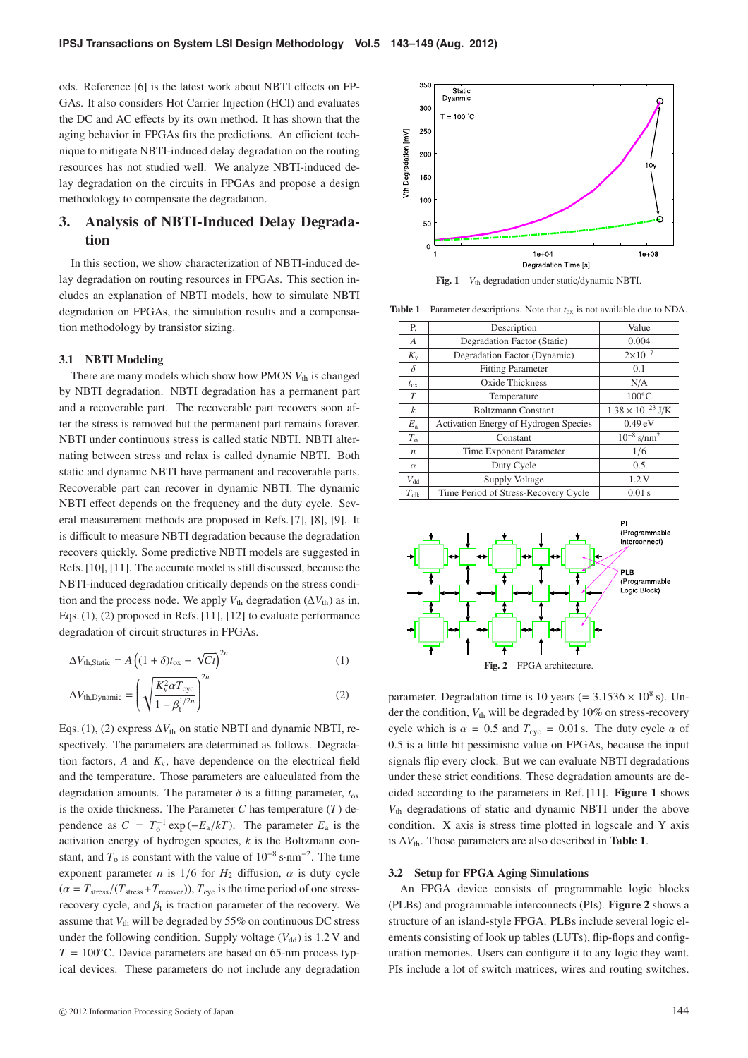ods. Reference [6] is the latest work about NBTI effects on FPGAs. It also considers Hot Carrier Injection (HCI) and evaluates the DC and AC effects by its own method. It has shown that the aging behavior in FPGAs fits the predictions. An efficient technique to mitigate NBTI-induced delay degradation on the routing resources has not studied well. We analyze NBTI-induced delay degradation on the circuits in FPGAs and propose a design methodology to compensate the degradation.

## 3. Analysis of NBTI-Induced Delay Degradation

In this section, we show characterization of NBTI-induced delay degradation on routing resources in FPGAs. This section includes an explanation of NBTI models, how to simulate NBTI degradation on FPGAs, the simulation results and a compensation methodology by transistor sizing.

### 3.1 NBTI Modeling

There are many models which show how PMOS $V_{\rm th}$ is changed by NBTI degradation. NBTI degradation has a permanent part and a recoverable part. The recoverable part recovers soon after the stress is removed but the permanent part remains forever. NBTI under continuous stress is called static NBTI. NBTI alternating between stress and relax is called dynamic NBTI. Both static and dynamic NBTI have permanent and recoverable parts. Recoverable part can recover in dynamic NBTI. The dynamic NBTI effect depends on the frequency and the duty cycle. Several measurement methods are proposed in Refs. [7], [8], [9]. It is difficult to measure NBTI degradation because the degradation recovers quickly. Some predictive NBTI models are suggested in Refs. [10], [11]. The accurate model is still discussed, because the NBTI-induced degradation critically depends on the stress condition and the process node. We apply $V_{\rm th}$ degradation ($\Delta V_{\rm th}$) as in, Eqs. (1), (2) proposed in Refs. [11], [12] to evaluate performance degradation of circuit structures in FPGAs.

$$\Delta V_{\rm th,Static} = A\left((1+\delta)t_{\rm ox} + \sqrt{Ct}\right)^{2n} \quad (1)$$

$$\Delta V_{\rm th,Dynamic} = \left(\sqrt{\frac{K_{\rm v}^2 \alpha T_{\rm cyc}}{1-\beta_{\rm t}^{1/2n}}}\right)^{2n} \quad (2)$$

Eqs. (1), (2) express $\Delta V_{\rm th}$ on static NBTI and dynamic NBTI, respectively. The parameters are determined as follows. Degradation factors, $A$ and $K_{\rm v}$, have dependence on the electrical field and the temperature. Those parameters are caluculated from the degradation amounts. The parameter $\delta$ is a fitting parameter, $t_{\rm ox}$ is the oxide thickness. The Parameter $C$ has temperature ($T$) dependence as $C = T_{\rm o}^{-1}\exp(-E_{\rm a}/kT)$. The parameter $E_{\rm a}$ is the activation energy of hydrogen species, $k$ is the Boltzmann constant, and $T_{\rm o}$ is constant with the value of $10^{-8}$ s·nm$^{-2}$. The time exponent parameter $n$ is 1/6 for $H_2$ diffusion, $\alpha$ is duty cycle ($\alpha = T_{\rm stress}/(T_{\rm stress}+T_{\rm recover})$), $T_{\rm cyc}$ is the time period of one stress-recovery cycle, and $\beta_{\rm t}$ is fraction parameter of the recovery. We assume that $V_{\rm th}$ will be degraded by 55% on continuous DC stress under the following condition. Supply voltage ($V_{\rm dd}$) is 1.2 V and $T$ = 100°C. Device parameters are based on 65-nm process typical devices. These parameters do not include any degradation parameter. Degradation time is 10 years (= $3.1536 \times 10^8$ s). Under the condition, $V_{\rm th}$ will be degraded by 10% on stress-recovery cycle which is $\alpha$ = 0.5 and $T_{\rm cyc}$ = 0.01 s. The duty cycle $\alpha$ of 0.5 is a little bit pessimistic value on FPGAs, because the input signals flip every clock. But we can evaluate NBTI degradations under these strict conditions. These degradation amounts are decided according to the parameters in Ref. [11]. **Figure 1** shows $V_{\rm th}$ degradations of static and dynamic NBTI under the above condition. X axis is stress time plotted in logscale and Y axis is $\Delta V_{\rm th}$. Those parameters are also described in **Table 1**.

**Fig. 1** $V_{\rm th}$ degradation under static/dynamic NBTI.

**Table 1** Parameter descriptions. Note that $t_{\rm ox}$ is not available due to NDA.

| P. | Description | Value |
|---|---|---|
| $A$ | Degradation Factor (Static) | 0.004 |
| $K_{\rm v}$ | Degradation Factor (Dynamic) | $2\times10^{-7}$ |
| $\delta$ | Fitting Parameter | 0.1 |
| $t_{\rm ox}$ | Oxide Thickness | N/A |
| $T$ | Temperature | 100°C |
| $k$ | Boltzmann Constant | $1.38\times10^{-23}$ J/K |
| $E_{\rm a}$ | Activation Energy of Hydrogen Species | 0.49 eV |
| $T_{\rm o}$ | Constant | $10^{-8}$ s/nm$^2$ |
| $n$ | Time Exponent Parameter | 1/6 |
| $\alpha$ | Duty Cycle | 0.5 |
| $V_{\rm dd}$ | Supply Voltage | 1.2 V |
| $T_{\rm clk}$ | Time Period of Stress-Recovery Cycle | 0.01 s |

**Fig. 2** FPGA architecture.

### 3.2 Setup for FPGA Aging Simulations

An FPGA device consists of programmable logic blocks (PLBs) and programmable interconnects (PIs). **Figure 2** shows a structure of an island-style FPGA. PLBs include several logic elements consisting of look up tables (LUTs), flip-flops and configuration memories. Users can configure it to any logic they want. PIs include a lot of switch matrices, wires and routing switches.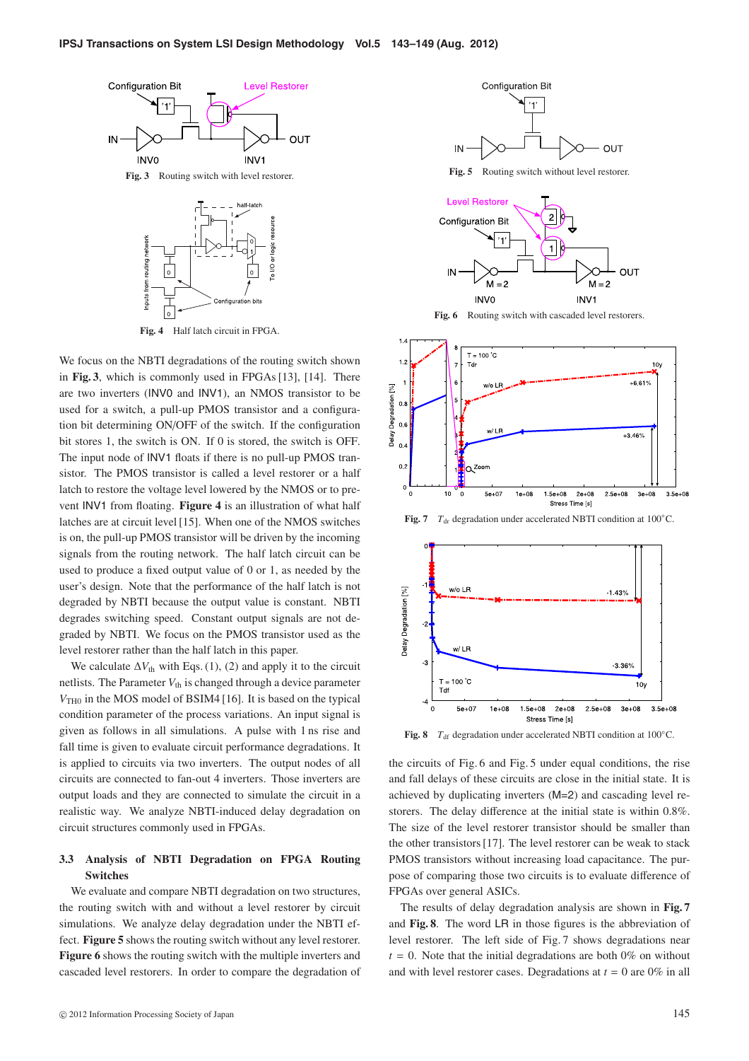Fig. 3 Routing switch with level restorer.

Fig. 4 Half latch circuit in FPGA.

We focus on the NBTI degradations of the routing switch shown in **Fig. 3**, which is commonly used in FPGAs [13], [14]. There are two inverters (INV0 and INV1), an NMOS transistor to be used for a switch, a pull-up PMOS transistor and a configuration bit determining ON/OFF of the switch. If the configuration bit stores 1, the switch is ON. If 0 is stored, the switch is OFF. The input node of INV1 floats if there is no pull-up PMOS transistor. The PMOS transistor is called a level restorer or a half latch to restore the voltage level lowered by the NMOS or to prevent INV1 from floating. **Figure 4** is an illustration of what half latches are at circuit level [15]. When one of the NMOS switches is on, the pull-up PMOS transistor will be driven by the incoming signals from the routing network. The half latch circuit can be used to produce a fixed output value of 0 or 1, as needed by the user's design. Note that the performance of the half latch is not degraded by NBTI because the output value is constant. NBTI degrades switching speed. Constant output signals are not degraded by NBTI. We focus on the PMOS transistor used as the level restorer rather than the half latch in this paper.

We calculate $\Delta V_{th}$ with Eqs. (1), (2) and apply it to the circuit netlists. The Parameter $V_{th}$ is changed through a device parameter $V_{TH0}$ in the MOS model of BSIM4 [16]. It is based on the typical condition parameter of the process variations. An input signal is given as follows in all simulations. A pulse with 1 ns rise and fall time is given to evaluate circuit performance degradations. It is applied to circuits via two inverters. The output nodes of all circuits are connected to fan-out 4 inverters. Those inverters are output loads and they are connected to simulate the circuit in a realistic way. We analyze NBTI-induced delay degradation on circuit structures commonly used in FPGAs.

### 3.3 Analysis of NBTI Degradation on FPGA Routing Switches

We evaluate and compare NBTI degradation on two structures, the routing switch with and without a level restorer by circuit simulations. We analyze delay degradation under the NBTI effect. **Figure 5** shows the routing switch without any level restorer. **Figure 6** shows the routing switch with the multiple inverters and cascaded level restorers. In order to compare the degradation of the circuits of Fig. 6 and Fig. 5 under equal conditions, the rise and fall delays of these circuits are close in the initial state. It is achieved by duplicating inverters (M=2) and cascading level restorers. The delay difference at the initial state is within 0.8%. The size of the level restorer transistor should be smaller than the other transistors [17]. The level restorer can be weak to stack PMOS transistors without increasing load capacitance. The purpose of comparing those two circuits is to evaluate difference of FPGAs over general ASICs.

The results of delay degradation analysis are shown in **Fig. 7** and **Fig. 8**. The word LR in those figures is the abbreviation of level restorer. The left side of Fig. 7 shows degradations near $t = 0$. Note that the initial degradations are both 0% on without and with level restorer cases. Degradations at $t = 0$ are 0% in all

Fig. 5 Routing switch without level restorer.

Fig. 6 Routing switch with cascaded level restorers.

Fig. 7 $T_{dr}$ degradation under accelerated NBTI condition at 100°C.

Fig. 8 $T_{df}$ degradation under accelerated NBTI condition at 100°C.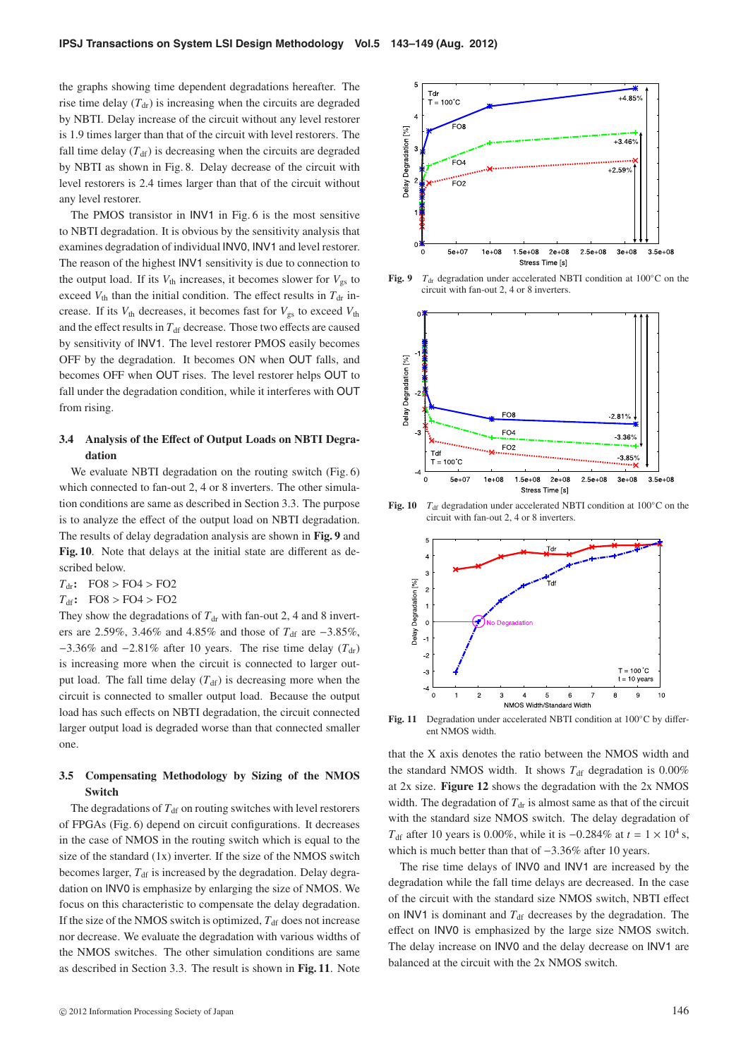the graphs showing time dependent degradations hereafter. The rise time delay ($T_{dr}$) is increasing when the circuits are degraded by NBTI. Delay increase of the circuit without any level restorer is 1.9 times larger than that of the circuit with level restorers. The fall time delay ($T_{df}$) is decreasing when the circuits are degraded by NBTI as shown in Fig. 8. Delay decrease of the circuit with level restorers is 2.4 times larger than that of the circuit without any level restorer.

The PMOS transistor in INV1 in Fig. 6 is the most sensitive to NBTI degradation. It is obvious by the sensitivity analysis that examines degradation of individual INV0, INV1 and level restorer. The reason of the highest INV1 sensitivity is due to connection to the output load. If its $V_{th}$ increases, it becomes slower for $V_{gs}$ to exceed $V_{th}$ than the initial condition. The effect results in $T_{dr}$ increase. If its $V_{th}$ decreases, it becomes fast for $V_{gs}$ to exceed $V_{th}$ and the effect results in $T_{df}$ decrease. Those two effects are caused by sensitivity of INV1. The level restorer PMOS easily becomes OFF by the degradation. It becomes ON when OUT falls, and becomes OFF when OUT rises. The level restorer helps OUT to fall under the degradation condition, while it interferes with OUT from rising.

### 3.4 Analysis of the Effect of Output Loads on NBTI Degradation

We evaluate NBTI degradation on the routing switch (Fig. 6) which connected to fan-out 2, 4 or 8 inverters. The other simulation conditions are same as described in Section 3.3. The purpose is to analyze the effect of the output load on NBTI degradation. The results of delay degradation analysis are shown in **Fig. 9** and **Fig. 10**. Note that delays at the initial state are different as described below.

$T_{dr}$: FO8 > FO4 > FO2
$T_{df}$: FO8 > FO4 > FO2

They show the degradations of $T_{dr}$ with fan-out 2, 4 and 8 inverters are 2.59%, 3.46% and 4.85% and those of $T_{df}$ are −3.85%, −3.36% and −2.81% after 10 years. The rise time delay ($T_{dr}$) is increasing more when the circuit is connected to larger output load. The fall time delay ($T_{df}$) is decreasing more when the circuit is connected to smaller output load. Because the output load has such effects on NBTI degradation, the circuit connected larger output load is degraded worse than that connected smaller one.

### 3.5 Compensating Methodology by Sizing of the NMOS Switch

The degradations of $T_{df}$ on routing switches with level restorers of FPGAs (Fig. 6) depend on circuit configurations. It decreases in the case of NMOS in the routing switch which is equal to the size of the standard (1x) inverter. If the size of the NMOS switch becomes larger, $T_{df}$ is increased by the degradation. Delay degradation on INV0 is emphasize by enlarging the size of NMOS. We focus on this characteristic to compensate the delay degradation. If the size of the NMOS switch is optimized, $T_{df}$ does not increase nor decrease. We evaluate the degradation with various widths of the NMOS switches. The other simulation conditions are same as described in Section 3.3. The result is shown in **Fig. 11**. Note

Fig. 9 $T_{dr}$ degradation under accelerated NBTI condition at 100°C on the circuit with fan-out 2, 4 or 8 inverters.

Fig. 10 $T_{df}$ degradation under accelerated NBTI condition at 100°C on the circuit with fan-out 2, 4 or 8 inverters.

Fig. 11 Degradation under accelerated NBTI condition at 100°C by different NMOS width.

that the X axis denotes the ratio between the NMOS width and the standard NMOS width. It shows $T_{df}$ degradation is 0.00% at 2x size. **Figure 12** shows the degradation with the 2x NMOS width. The degradation of $T_{dr}$ is almost same as that of the circuit with the standard size NMOS switch. The delay degradation of $T_{df}$ after 10 years is 0.00%, while it is −0.284% at $t = 1 \times 10^4$ s, which is much better than that of −3.36% after 10 years.

The rise time delays of INV0 and INV1 are increased by the degradation while the fall time delays are decreased. In the case of the circuit with the standard size NMOS switch, NBTI effect on INV1 is dominant and $T_{df}$ decreases by the degradation. The effect on INV0 is emphasized by the large size NMOS switch. The delay increase on INV0 and the delay decrease on INV1 are balanced at the circuit with the 2x NMOS switch.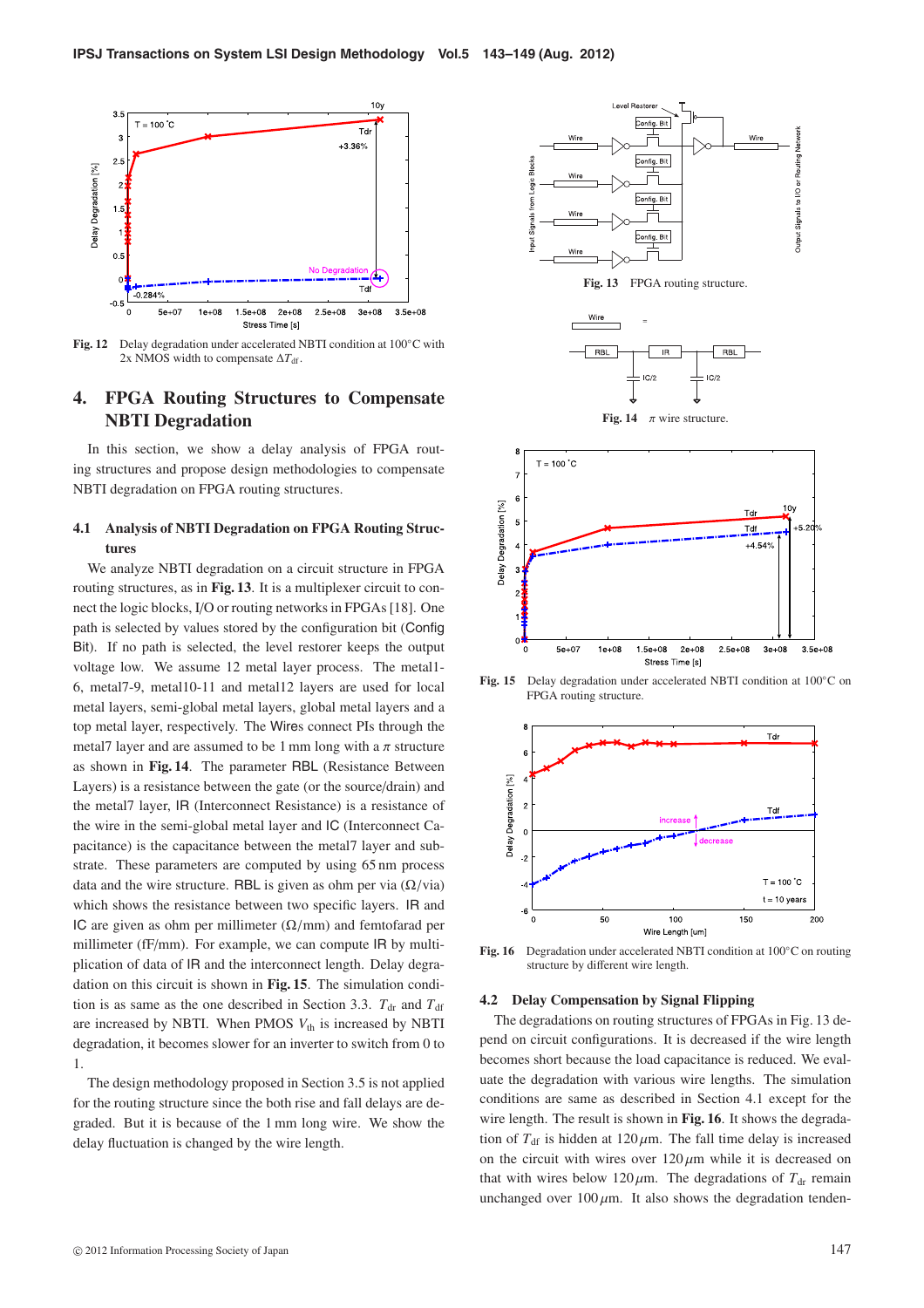Fig. 12 Delay degradation under accelerated NBTI condition at 100°C with 2x NMOS width to compensate $\Delta T_{\mathrm{df}}$.

## 4. FPGA Routing Structures to Compensate NBTI Degradation

In this section, we show a delay analysis of FPGA routing structures and propose design methodologies to compensate NBTI degradation on FPGA routing structures.

### 4.1 Analysis of NBTI Degradation on FPGA Routing Structures

We analyze NBTI degradation on a circuit structure in FPGA routing structures, as in **Fig. 13**. It is a multiplexer circuit to connect the logic blocks, I/O or routing networks in FPGAs [18]. One path is selected by values stored by the configuration bit (Config Bit). If no path is selected, the level restorer keeps the output voltage low. We assume 12 metal layer process. The metal1-6, metal7-9, metal10-11 and metal12 layers are used for local metal layers, semi-global metal layers, global metal layers and a top metal layer, respectively. The Wires connect PIs through the metal7 layer and are assumed to be 1 mm long with a $\pi$ structure as shown in **Fig. 14**. The parameter RBL (Resistance Between Layers) is a resistance between the gate (or the source/drain) and the metal7 layer, IR (Interconnect Resistance) is a resistance of the wire in the semi-global metal layer and IC (Interconnect Capacitance) is the capacitance between the metal7 layer and substrate. These parameters are computed by using 65 nm process data and the wire structure. RBL is given as ohm per via ($\Omega$/via) which shows the resistance between two specific layers. IR and IC are given as ohm per millimeter ($\Omega$/mm) and femtofarad per millimeter (fF/mm). For example, we can compute IR by multiplication of data of IR and the interconnect length. Delay degradation on this circuit is shown in **Fig. 15**. The simulation condition is as same as the one described in Section 3.3. $T_{\mathrm{dr}}$ and $T_{\mathrm{df}}$ are increased by NBTI. When PMOS $V_{\mathrm{th}}$ is increased by NBTI degradation, it becomes slower for an inverter to switch from 0 to 1.

The design methodology proposed in Section 3.5 is not applied for the routing structure since the both rise and fall delays are degraded. But it is because of the 1 mm long wire. We show the delay fluctuation is changed by the wire length.

Fig. 13 FPGA routing structure.

Fig. 14 $\pi$ wire structure.

Fig. 15 Delay degradation under accelerated NBTI condition at 100°C on FPGA routing structure.

Fig. 16 Degradation under accelerated NBTI condition at 100°C on routing structure by different wire length.

### 4.2 Delay Compensation by Signal Flipping

The degradations on routing structures of FPGAs in Fig. 13 depend on circuit configurations. It is decreased if the wire length becomes short because the load capacitance is reduced. We evaluate the degradation with various wire lengths. The simulation conditions are same as described in Section 4.1 except for the wire length. The result is shown in **Fig. 16**. It shows the degradation of $T_{\mathrm{df}}$ is hidden at 120 $\mu$m. The fall time delay is increased on the circuit with wires over 120 $\mu$m while it is decreased on that with wires below 120 $\mu$m. The degradations of $T_{\mathrm{dr}}$ remain unchanged over 100 $\mu$m. It also shows the degradation tenden-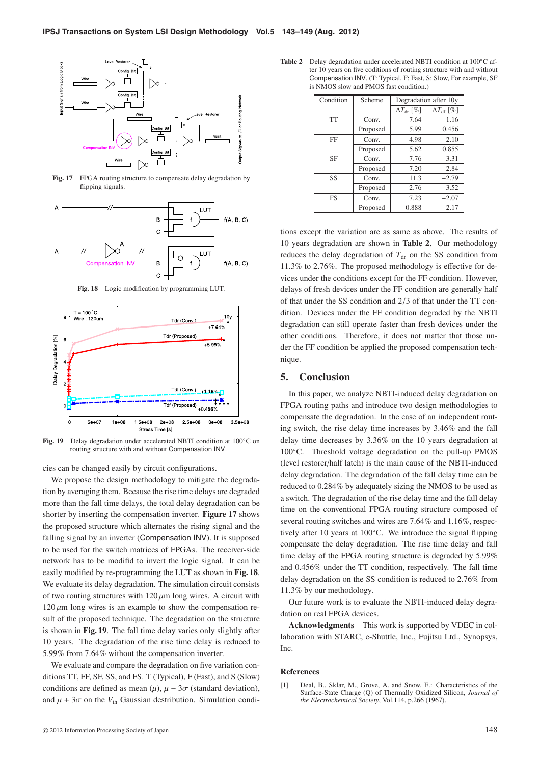Fig. 17 FPGA routing structure to compensate delay degradation by flipping signals.

Fig. 18 Logic modification by programming LUT.

Fig. 19 Delay degradation under accelerated NBTI condition at 100°C on routing structure with and without Compensation INV.

cies can be changed easily by circuit configurations.

We propose the design methodology to mitigate the degradation by averaging them. Because the rise time delays are degraded more than the fall time delays, the total delay degradation can be shorter by inserting the compensation inverter. **Figure 17** shows the proposed structure which alternates the rising signal and the falling signal by an inverter (Compensation INV). It is supposed to be used for the switch matrices of FPGAs. The receiver-side network has to be modifid to invert the logic signal. It can be easily modified by re-programming the LUT as shown in **Fig. 18**. We evaluate its delay degradation. The simulation circuit consists of two routing structures with 120 $\mu$m long wires. A circuit with 120 $\mu$m long wires is an example to show the compensation result of the proposed technique. The degradation on the structure is shown in **Fig. 19**. The fall time delay varies only slightly after 10 years. The degradation of the rise time delay is reduced to 5.99% from 7.64% without the compensation inverter.

We evaluate and compare the degradation on five variation conditions TT, FF, SF, SS, and FS. T (Typical), F (Fast), and S (Slow) conditions are defined as mean ($\mu$), $\mu - 3\sigma$ (standard deviation), and $\mu + 3\sigma$ on the $V_{th}$ Gaussian destribution. Simulation conditions except the variation are as same as above. The results of 10 years degradation are shown in **Table 2**. Our methodology reduces the delay degradation of $T_{dr}$ on the SS condition from 11.3% to 2.76%. The proposed methodology is effective for devices under the conditions except for the FF condition. However, delays of fresh devices under the FF condition are generally half of that under the SS condition and 2/3 of that under the TT condition. Devices under the FF condition degraded by the NBTI degradation can still operate faster than fresh devices under the other conditions. Therefore, it does not matter that those under the FF condition be applied the proposed compensation technique.

**Table 2** Delay degradation under accelerated NBTI condition at 100°C after 10 years on five coditions of routing structure with and without Compensation INV. (T: Typical, F: Fast, S: Slow, For example, SF is NMOS slow and PMOS fast condition.)

| Condition | Scheme | Degradation after 10y | |
|---|---|---|---|
| | | $\Delta T_{dr}$ [%] | $\Delta T_{df}$ [%] |
| TT | Conv. | 7.64 | 1.16 |
| | Proposed | 5.99 | 0.456 |
| FF | Conv. | 4.98 | 2.10 |
| | Proposed | 5.62 | 0.855 |
| SF | Conv. | 7.76 | 3.31 |
| | Proposed | 7.20 | 2.84 |
| SS | Conv. | 11.3 | −2.79 |
| | Proposed | 2.76 | −3.52 |
| FS | Conv. | 7.23 | −2.07 |
| | Proposed | −0.888 | −2.17 |

## 5. Conclusion

In this paper, we analyze NBTI-induced delay degradation on FPGA routing paths and introduce two design methodologies to compensate the degradation. In the case of an independent routing switch, the rise delay time increases by 3.46% and the fall delay time decreases by 3.36% on the 10 years degradation at 100°C. Threshold voltage degradation on the pull-up PMOS (level restorer/half latch) is the main cause of the NBTI-induced delay degradation. The degradation of the fall delay time can be reduced to 0.284% by adequately sizing the NMOS to be used as a switch. The degradation of the rise delay time and the fall delay time on the conventional FPGA routing structure composed of several routing switches and wires are 7.64% and 1.16%, respectively after 10 years at 100°C. We introduce the signal flipping compensate the delay degradation. The rise time delay and fall time delay of the FPGA routing structure is degraded by 5.99% and 0.456% under the TT condition, respectively. The fall time delay degradation on the SS condition is reduced to 2.76% from 11.3% by our methodology.

Our future work is to evaluate the NBTI-induced delay degradation on real FPGA devices.

**Acknowledgments** This work is supported by VDEC in collaboration with STARC, e-Shuttle, Inc., Fujitsu Ltd., Synopsys, Inc.

## References

[1] Deal, B., Sklar, M., Grove, A. and Snow, E.: Characteristics of the Surface-State Charge (Q) of Thermally Oxidized Silicon, *Journal of the Electrochemical Society*, Vol.114, p.266 (1967).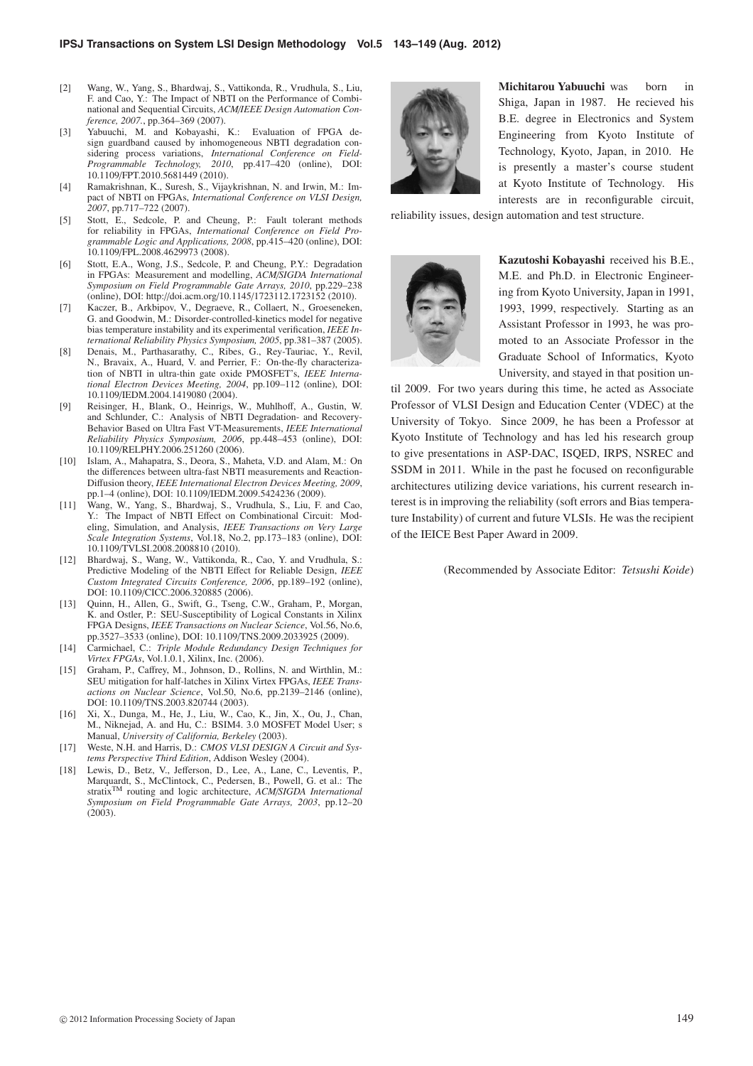[2] Wang, W., Yang, S., Bhardwaj, S., Vattikonda, R., Vrudhula, S., Liu, F. and Cao, Y.: The Impact of NBTI on the Performance of Combinational and Sequential Circuits, *ACM/IEEE Design Automation Conference, 2007.*, pp.364–369 (2007).

[3] Yabuuchi, M. and Kobayashi, K.: Evaluation of FPGA design guardband caused by inhomogeneous NBTI degradation considering process variations, *International Conference on Field-Programmable Technology, 2010*, pp.417–420 (online), DOI: 10.1109/FPT.2010.5681449 (2010).

[4] Ramakrishnan, K., Suresh, S., Vijaykrishnan, N. and Irwin, M.: Impact of NBTI on FPGAs, *International Conference on VLSI Design, 2007*, pp.717–722 (2007).

[5] Stott, E., Sedcole, P. and Cheung, P.: Fault tolerant methods for reliability in FPGAs, *International Conference on Field Programmable Logic and Applications, 2008*, pp.415–420 (online), DOI: 10.1109/FPL.2008.4629973 (2008).

[6] Stott, E.A., Wong, J.S., Sedcole, P. and Cheung, P.Y.: Degradation in FPGAs: Measurement and modelling, *ACM/SIGDA International Symposium on Field Programmable Gate Arrays, 2010*, pp.229–238 (online), DOI: http://doi.acm.org/10.1145/1723112.1723152 (2010).

[7] Kaczer, B., Arkbipov, V., Degraeve, R., Collaert, N., Groeseneken, G. and Goodwin, M.: Disorder-controlled-kinetics model for negative bias temperature instability and its experimental verification, *IEEE International Reliability Physics Symposium, 2005*, pp.381–387 (2005).

[8] Denais, M., Parthasarathy, C., Ribes, G., Rey-Tauriac, Y., Revil, N., Bravaix, A., Huard, V. and Perrier, F.: On-the-fly characterization of NBTI in ultra-thin gate oxide PMOSFET's, *IEEE International Electron Devices Meeting, 2004*, pp.109–112 (online), DOI: 10.1109/IEDM.2004.1419080 (2004).

[9] Reisinger, H., Blank, O., Heinrigs, W., Muhlhoff, A., Gustin, W. and Schlunder, C.: Analysis of NBTI Degradation- and Recovery-Behavior Based on Ultra Fast VT-Measurements, *IEEE International Reliability Physics Symposium, 2006*, pp.448–453 (online), DOI: 10.1109/RELPHY.2006.251260 (2006).

[10] Islam, A., Mahapatra, S., Deora, S., Maheta, V.D. and Alam, M.: On the differences between ultra-fast NBTI measurements and Reaction-Diffusion theory, *IEEE International Electron Devices Meeting, 2009*, pp.1–4 (online), DOI: 10.1109/IEDM.2009.5424236 (2009).

[11] Wang, W., Yang, S., Bhardwaj, S., Vrudhula, S., Liu, F. and Cao, Y.: The Impact of NBTI Effect on Combinational Circuit: Modeling, Simulation, and Analysis, *IEEE Transactions on Very Large Scale Integration Systems*, Vol.18, No.2, pp.173–183 (online), DOI: 10.1109/TVLSI.2008.2008810 (2010).

[12] Bhardwaj, S., Wang, W., Vattikonda, R., Cao, Y. and Vrudhula, S.: Predictive Modeling of the NBTI Effect for Reliable Design, *IEEE Custom Integrated Circuits Conference, 2006*, pp.189–192 (online), DOI: 10.1109/CICC.2006.320885 (2006).

[13] Quinn, H., Allen, G., Swift, G., Tseng, C.W., Graham, P., Morgan, K. and Ostler, P.: SEU-Susceptibility of Logical Constants in Xilinx FPGA Designs, *IEEE Transactions on Nuclear Science*, Vol.56, No.6, pp.3527–3533 (online), DOI: 10.1109/TNS.2009.2033925 (2009).

[14] Carmichael, C.: *Triple Module Redundancy Design Techniques for Virtex FPGAs*, Vol.1.0.1, Xilinx, Inc. (2006).

[15] Graham, P., Caffrey, M., Johnson, D., Rollins, N. and Wirthlin, M.: SEU mitigation for half-latches in Xilinx Virtex FPGAs, *IEEE Transactions on Nuclear Science*, Vol.50, No.6, pp.2139–2146 (online), DOI: 10.1109/TNS.2003.820744 (2003).

[16] Xi, X., Dunga, M., He, J., Liu, W., Cao, K., Jin, X., Ou, J., Chan, M., Niknejad, A. and Hu, C.: BSIM4. 3.0 MOSFET Model User; s Manual, *University of California, Berkeley* (2003).

[17] Weste, N.H. and Harris, D.: *CMOS VLSI DESIGN A Circuit and Systems Perspective Third Edition*, Addison Wesley (2004).

[18] Lewis, D., Betz, V., Jefferson, D., Lee, A., Lane, C., Leventis, P., Marquardt, S., McClintock, C., Pedersen, B., Powell, G. et al.: The stratix™ routing and logic architecture, *ACM/SIGDA International Symposium on Field Programmable Gate Arrays, 2003*, pp.12–20 (2003).

**Michitarou Yabuuchi** was born in Shiga, Japan in 1987. He recieved his B.E. degree in Electronics and System Engineering from Kyoto Institute of Technology, Kyoto, Japan, in 2010. He is presently a master's course student at Kyoto Institute of Technology. His interests are in reconfigurable circuit, reliability issues, design automation and test structure.

**Kazutoshi Kobayashi** received his B.E., M.E. and Ph.D. in Electronic Engineering from Kyoto University, Japan in 1991, 1993, 1999, respectively. Starting as an Assistant Professor in 1993, he was promoted to an Associate Professor in the Graduate School of Informatics, Kyoto University, and stayed in that position until 2009. For two years during this time, he acted as Associate Professor of VLSI Design and Education Center (VDEC) at the University of Tokyo. Since 2009, he has been a Professor at Kyoto Institute of Technology and has led his research group to give presentations in ASP-DAC, ISQED, IRPS, NSREC and SSDM in 2011. While in the past he focused on reconfigurable architectures utilizing device variations, his current research interest is in improving the reliability (soft errors and Bias temperature Instability) of current and future VLSIs. He was the recipient of the IEICE Best Paper Award in 2009.

(Recommended by Associate Editor: *Tetsushi Koide*)